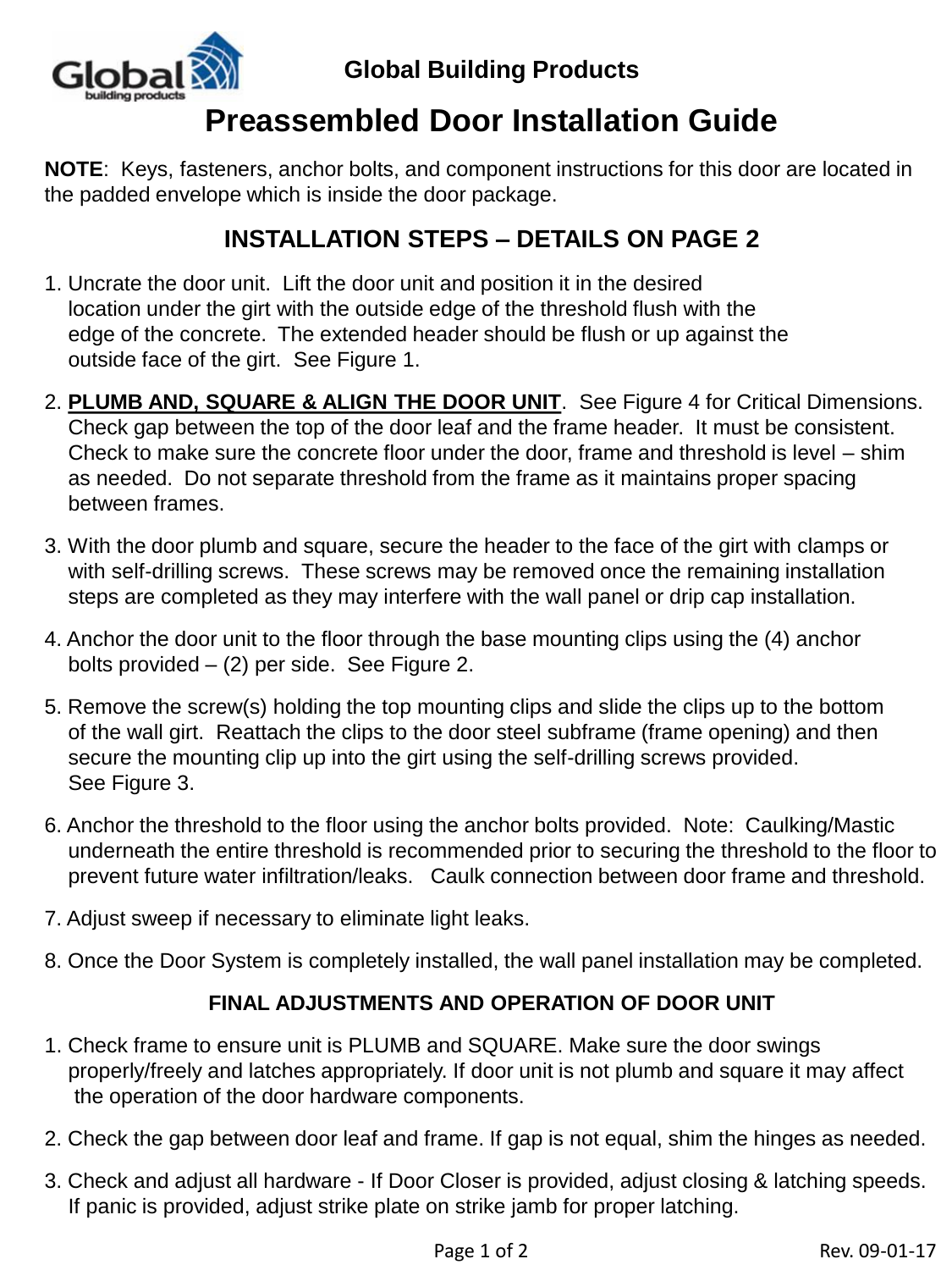**Global Building Products**

# Preassembled Door Installation Guide

**NOTE**: Keys, fasteners, anchor bolts, and component instructions for this door are located in the padded envelope which is inside the door package.

## INSTALLATION STEPS – DETAILS ON PAGE 2

1. Uncrate the door unit. Lift the door unit and position it in the desired location under the girt with the outside edge of the threshold flush with the edge of the concrete. The extended header should be flush or up against the outside face of the girt. See Figure 1.
2. **PLUMB AND, SQUARE & ALIGN THE DOOR UNIT**. See Figure 4 for Critical Dimensions. Check gap between the top of the door leaf and the frame header. It must be consistent. Check to make sure the concrete floor under the door, frame and threshold is level – shim as needed. Do not separate threshold from the frame as it maintains proper spacing between frames.
3. With the door plumb and square, secure the header to the face of the girt with clamps or with self-drilling screws. These screws may be removed once the remaining installation steps are completed as they may interfere with the wall panel or drip cap installation.
4. Anchor the door unit to the floor through the base mounting clips using the (4) anchor bolts provided – (2) per side. See Figure 2.
5. Remove the screw(s) holding the top mounting clips and slide the clips up to the bottom of the wall girt. Reattach the clips to the door steel subframe (frame opening) and then secure the mounting clip up into the girt using the self-drilling screws provided. See Figure 3.
6. Anchor the threshold to the floor using the anchor bolts provided. Note: Caulking/Mastic underneath the entire threshold is recommended prior to securing the threshold to the floor to prevent future water infiltration/leaks. Caulk connection between door frame and threshold.
7. Adjust sweep if necessary to eliminate light leaks.
8. Once the Door System is completely installed, the wall panel installation may be completed.

### FINAL ADJUSTMENTS AND OPERATION OF DOOR UNIT

1. Check frame to ensure unit is PLUMB and SQUARE. Make sure the door swings properly/freely and latches appropriately. If door unit is not plumb and square it may affect the operation of the door hardware components.
2. Check the gap between door leaf and frame. If gap is not equal, shim the hinges as needed.
3. Check and adjust all hardware - If Door Closer is provided, adjust closing & latching speeds. If panic is provided, adjust strike plate on strike jamb for proper latching.

Rev. 09-01-17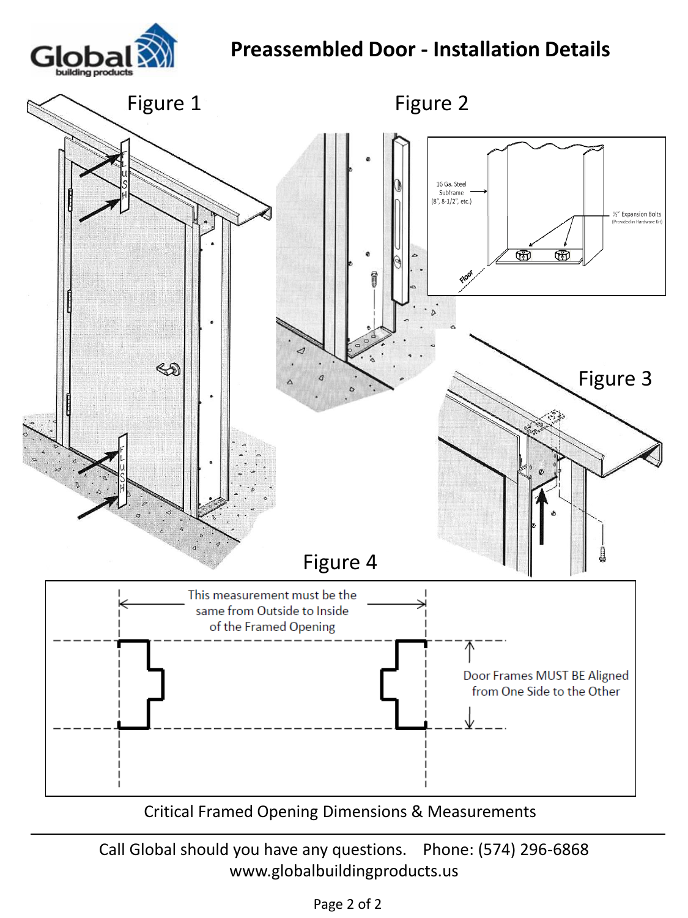# Preassembled Door - Installation Details

Figure 1

FLUSH

FLUSH

Figure 2

16 Ga. Steel Subframe (8", 8-1/2", etc.)

½" Expansion Bolts (Provided in Hardware Kit)

Floor

Figure 3

Figure 4

This measurement must be the same from Outside to Inside of the Framed Opening

Door Frames MUST BE Aligned from One Side to the Other

Critical Framed Opening Dimensions & Measurements

Call Global should you have any questions. Phone: (574) 296-6868
www.globalbuildingproducts.us